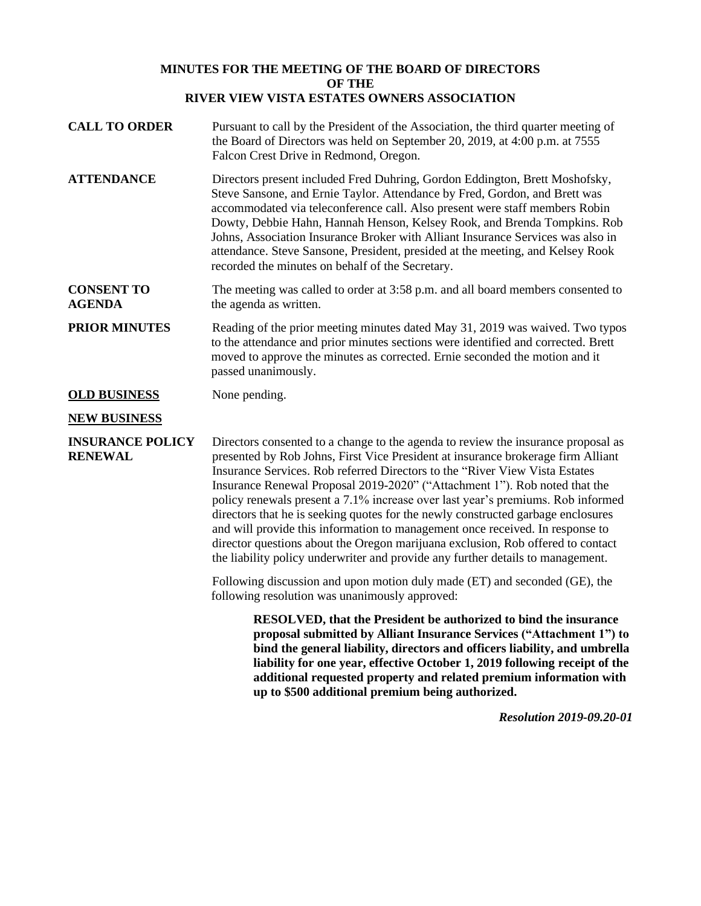**MINUTES FOR THE MEETING OF THE BOARD OF DIRECTORS OF THE RIVER VIEW VISTA ESTATES OWNERS ASSOCIATION**

**CALL TO ORDER**

Pursuant to call by the President of the Association, the third quarter meeting of the Board of Directors was held on September 20, 2019, at 4:00 p.m. at 7555 Falcon Crest Drive in Redmond, Oregon.

**ATTENDANCE**

Directors present included Fred Duhring, Gordon Eddington, Brett Moshofsky, Steve Sansone, and Ernie Taylor. Attendance by Fred, Gordon, and Brett was accommodated via teleconference call. Also present were staff members Robin Dowty, Debbie Hahn, Hannah Henson, Kelsey Rook, and Brenda Tompkins. Rob Johns, Association Insurance Broker with Alliant Insurance Services was also in attendance. Steve Sansone, President, presided at the meeting, and Kelsey Rook recorded the minutes on behalf of the Secretary.

**CONSENT TO AGENDA**

The meeting was called to order at 3:58 p.m. and all board members consented to the agenda as written.

**PRIOR MINUTES**

Reading of the prior meeting minutes dated May 31, 2019 was waived. Two typos to the attendance and prior minutes sections were identified and corrected. Brett moved to approve the minutes as corrected. Ernie seconded the motion and it passed unanimously.

**OLD BUSINESS**

None pending.

**NEW BUSINESS**

**INSURANCE POLICY RENEWAL**

Directors consented to a change to the agenda to review the insurance proposal as presented by Rob Johns, First Vice President at insurance brokerage firm Alliant Insurance Services. Rob referred Directors to the "River View Vista Estates Insurance Renewal Proposal 2019-2020" ("Attachment 1"). Rob noted that the policy renewals present a 7.1% increase over last year's premiums. Rob informed directors that he is seeking quotes for the newly constructed garbage enclosures and will provide this information to management once received. In response to director questions about the Oregon marijuana exclusion, Rob offered to contact the liability policy underwriter and provide any further details to management.

Following discussion and upon motion duly made (ET) and seconded (GE), the following resolution was unanimously approved:

> **RESOLVED, that the President be authorized to bind the insurance proposal submitted by Alliant Insurance Services ("Attachment 1") to bind the general liability, directors and officers liability, and umbrella liability for one year, effective October 1, 2019 following receipt of the additional requested property and related premium information with up to $500 additional premium being authorized.**

*Resolution 2019-09.20-01*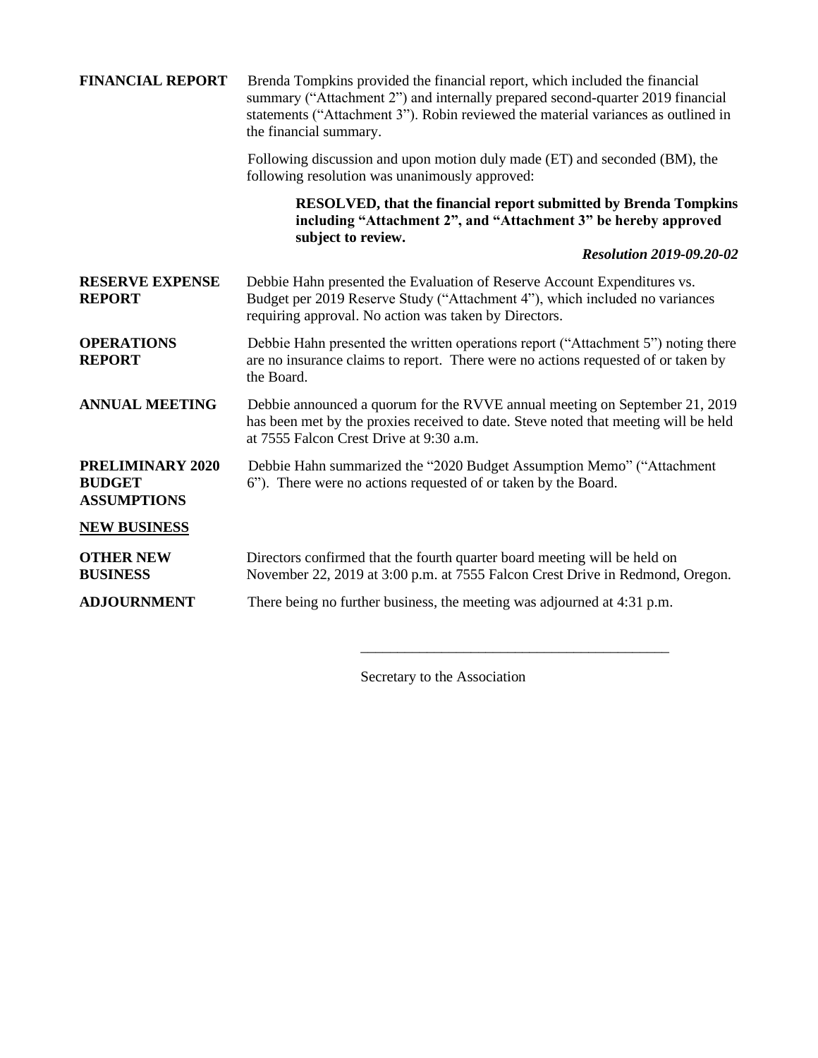**FINANCIAL REPORT**

Brenda Tompkins provided the financial report, which included the financial summary ("Attachment 2") and internally prepared second-quarter 2019 financial statements ("Attachment 3"). Robin reviewed the material variances as outlined in the financial summary.

Following discussion and upon motion duly made (ET) and seconded (BM), the following resolution was unanimously approved:

> **RESOLVED, that the financial report submitted by Brenda Tompkins including "Attachment 2", and "Attachment 3" be hereby approved subject to review.**
>
> ***Resolution 2019-09.20-02***

**RESERVE EXPENSE REPORT**

Debbie Hahn presented the Evaluation of Reserve Account Expenditures vs. Budget per 2019 Reserve Study ("Attachment 4"), which included no variances requiring approval. No action was taken by Directors.

**OPERATIONS REPORT**

Debbie Hahn presented the written operations report ("Attachment 5") noting there are no insurance claims to report. There were no actions requested of or taken by the Board.

**ANNUAL MEETING**

Debbie announced a quorum for the RVVE annual meeting on September 21, 2019 has been met by the proxies received to date. Steve noted that meeting will be held at 7555 Falcon Crest Drive at 9:30 a.m.

**PRELIMINARY 2020 BUDGET ASSUMPTIONS**

Debbie Hahn summarized the "2020 Budget Assumption Memo" ("Attachment 6"). There were no actions requested of or taken by the Board.

## NEW BUSINESS

**OTHER NEW BUSINESS**

Directors confirmed that the fourth quarter board meeting will be held on November 22, 2019 at 3:00 p.m. at 7555 Falcon Crest Drive in Redmond, Oregon.

**ADJOURNMENT**

There being no further business, the meeting was adjourned at 4:31 p.m.

\_\_\_\_\_\_\_\_\_\_\_\_\_\_\_\_\_\_\_\_\_\_\_\_\_\_\_\_\_\_\_\_\_\_\_\_\_\_\_\_\_\_

Secretary to the Association